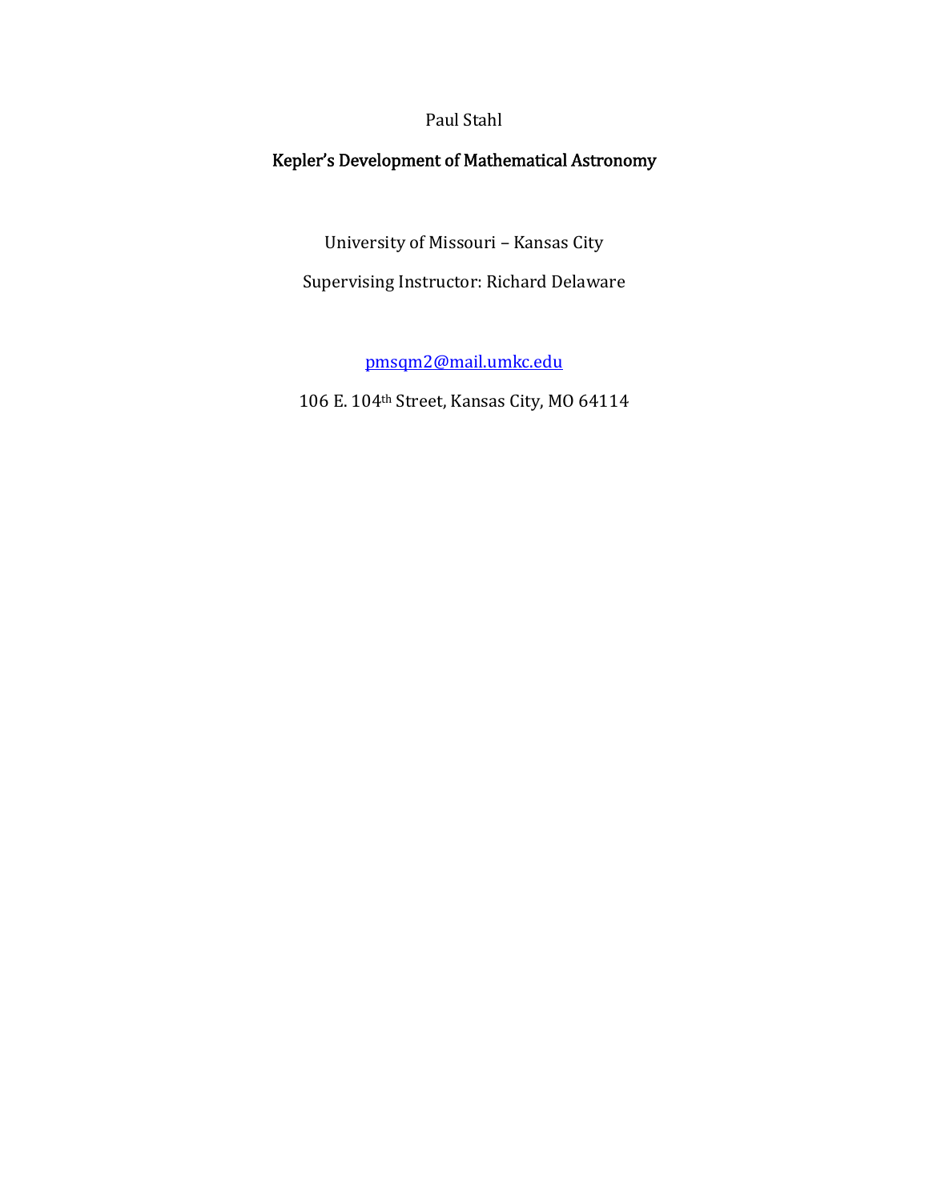Paul Stahl

# Kepler's Development of Mathematical Astronomy

University of Missouri – Kansas City

Supervising Instructor: Richard Delaware

pmsqm2@mail.umkc.edu

106 E. 104th Street, Kansas City, MO 64114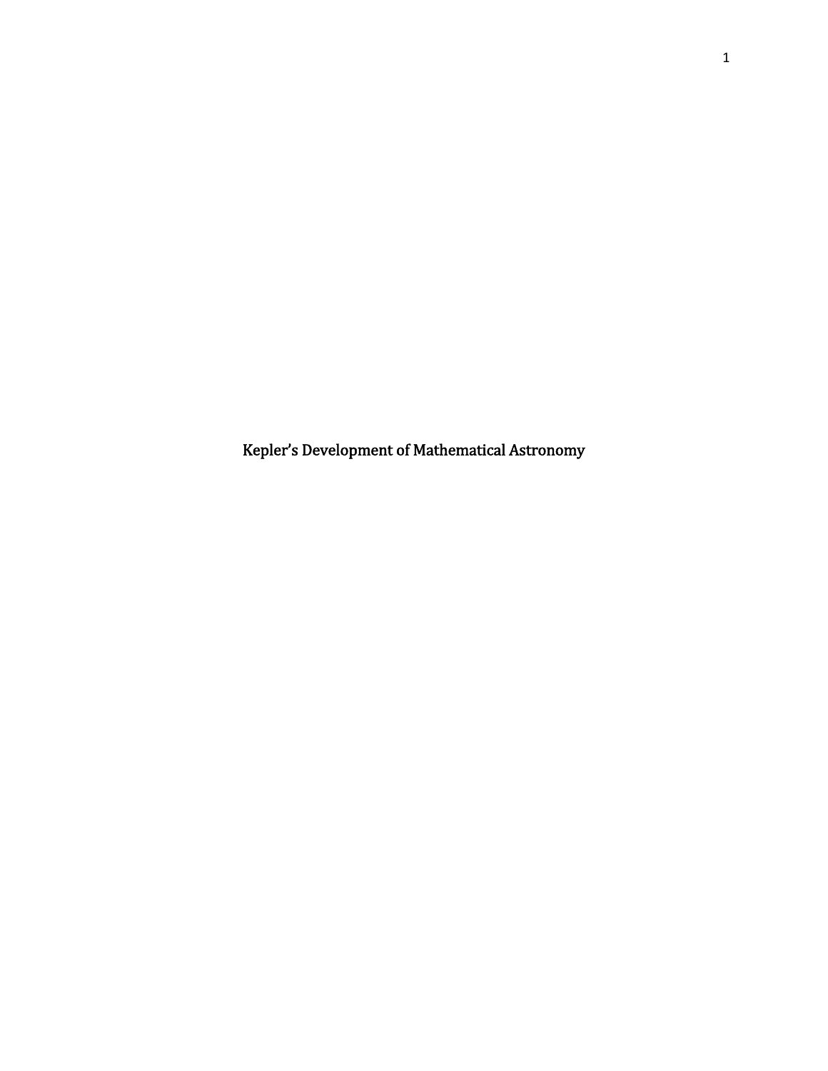# Kepler’s Development of Mathematical Astronomy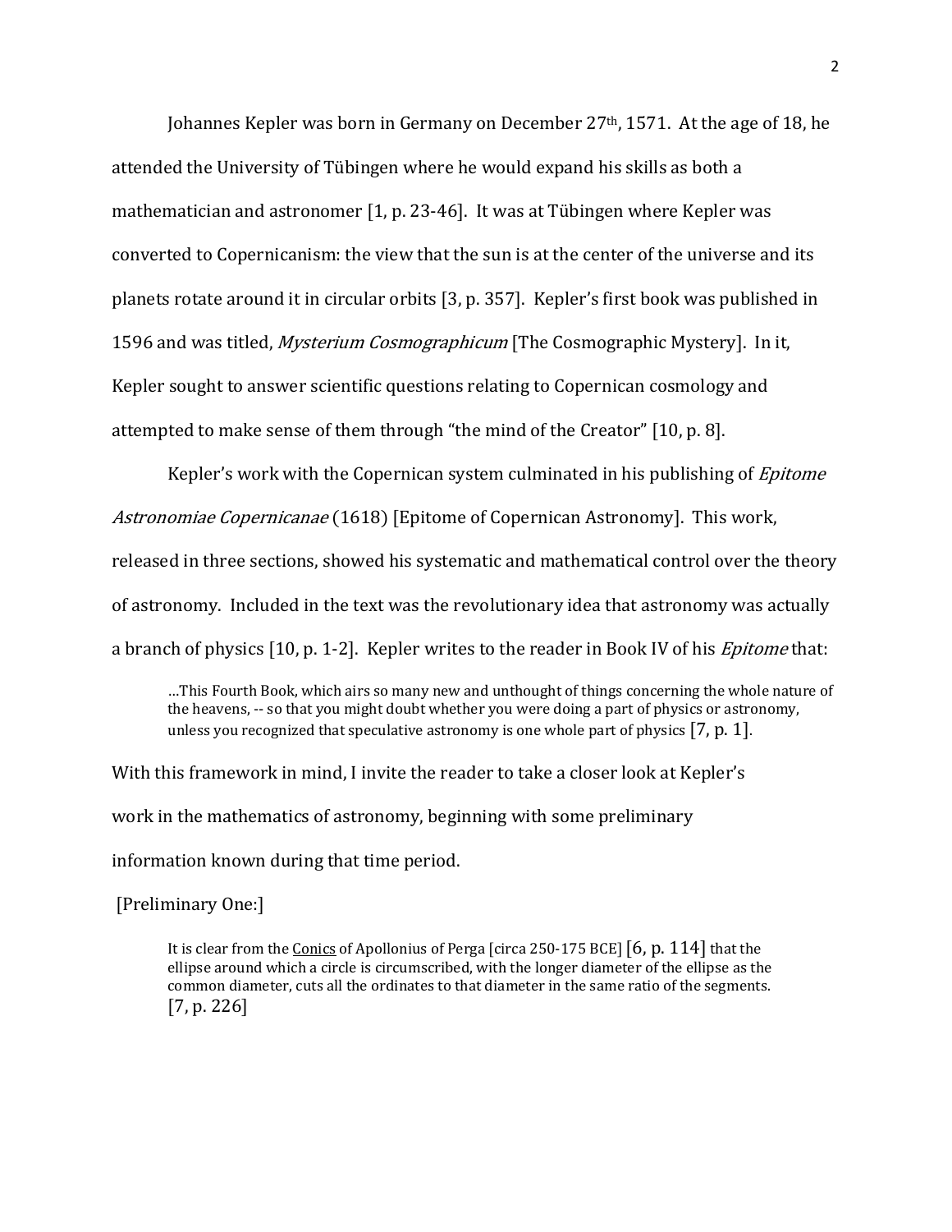Johannes Kepler was born in Germany on December 27th, 1571. At the age of 18, he attended the University of Tübingen where he would expand his skills as both a mathematician and astronomer [1, p. 23-46]. It was at Tübingen where Kepler was converted to Copernicanism: the view that the sun is at the center of the universe and its planets rotate around it in circular orbits [3, p. 357]. Kepler's first book was published in 1596 and was titled, *Mysterium Cosmographicum* [The Cosmographic Mystery]. In it, Kepler sought to answer scientific questions relating to Copernican cosmology and attempted to make sense of them through "the mind of the Creator" [10, p. 8].

Kepler's work with the Copernican system culminated in his publishing of *Epitome Astronomiae Copernicanae* (1618) [Epitome of Copernican Astronomy]. This work, released in three sections, showed his systematic and mathematical control over the theory of astronomy. Included in the text was the revolutionary idea that astronomy was actually a branch of physics [10, p. 1-2]. Kepler writes to the reader in Book IV of his *Epitome* that:

> …This Fourth Book, which airs so many new and unthought of things concerning the whole nature of the heavens, -- so that you might doubt whether you were doing a part of physics or astronomy, unless you recognized that speculative astronomy is one whole part of physics [7, p. 1].

With this framework in mind, I invite the reader to take a closer look at Kepler's work in the mathematics of astronomy, beginning with some preliminary information known during that time period.

[Preliminary One:]

> It is clear from the <u>Conics</u> of Apollonius of Perga [circa 250-175 BCE] [6, p. 114] that the ellipse around which a circle is circumscribed, with the longer diameter of the ellipse as the common diameter, cuts all the ordinates to that diameter in the same ratio of the segments. [7, p. 226]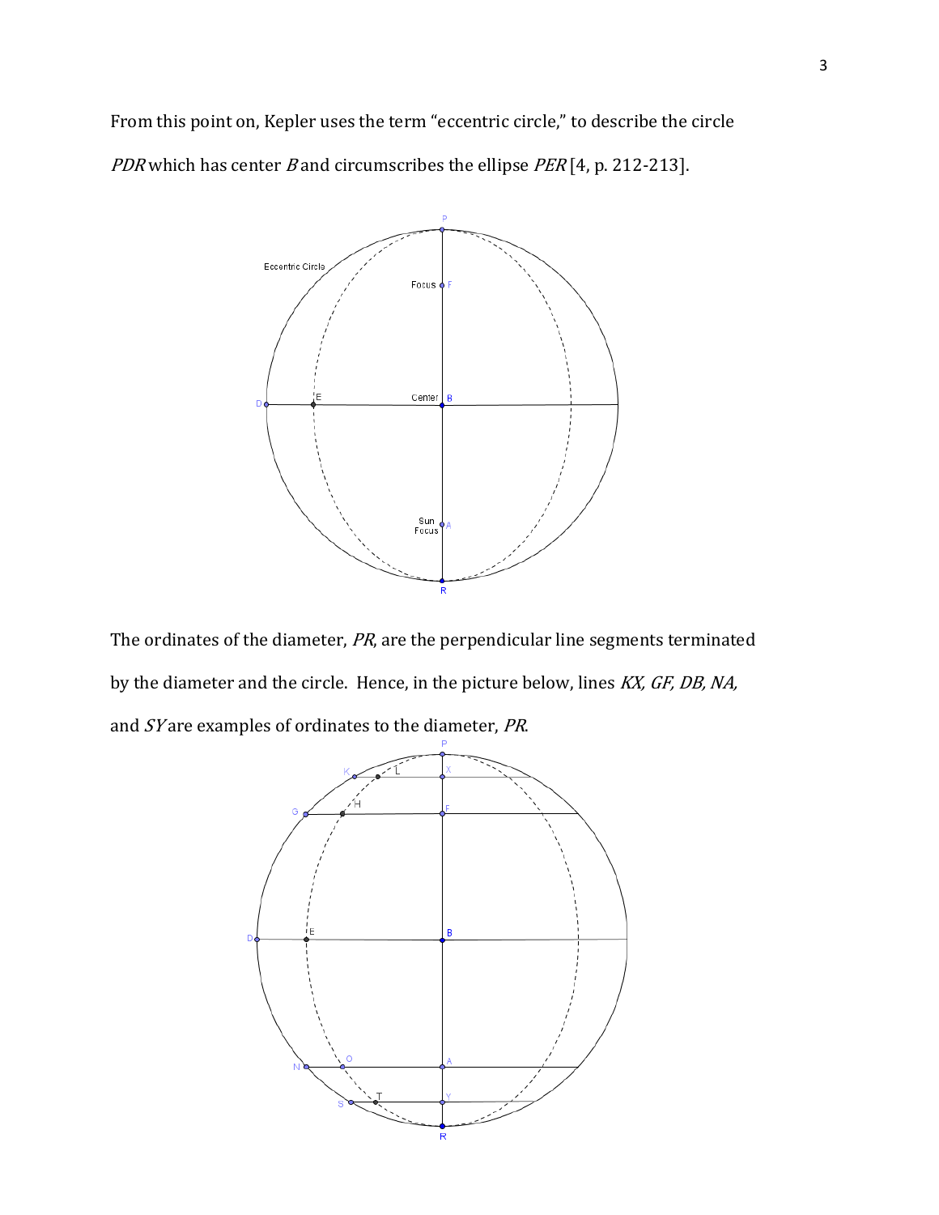From this point on, Kepler uses the term "eccentric circle," to describe the circle *PDR* which has center *B* and circumscribes the ellipse *PER* [4, p. 212-213].

The ordinates of the diameter, *PR*, are the perpendicular line segments terminated by the diameter and the circle. Hence, in the picture below, lines *KX, GF, DB, NA,* and *SY* are examples of ordinates to the diameter, *PR*.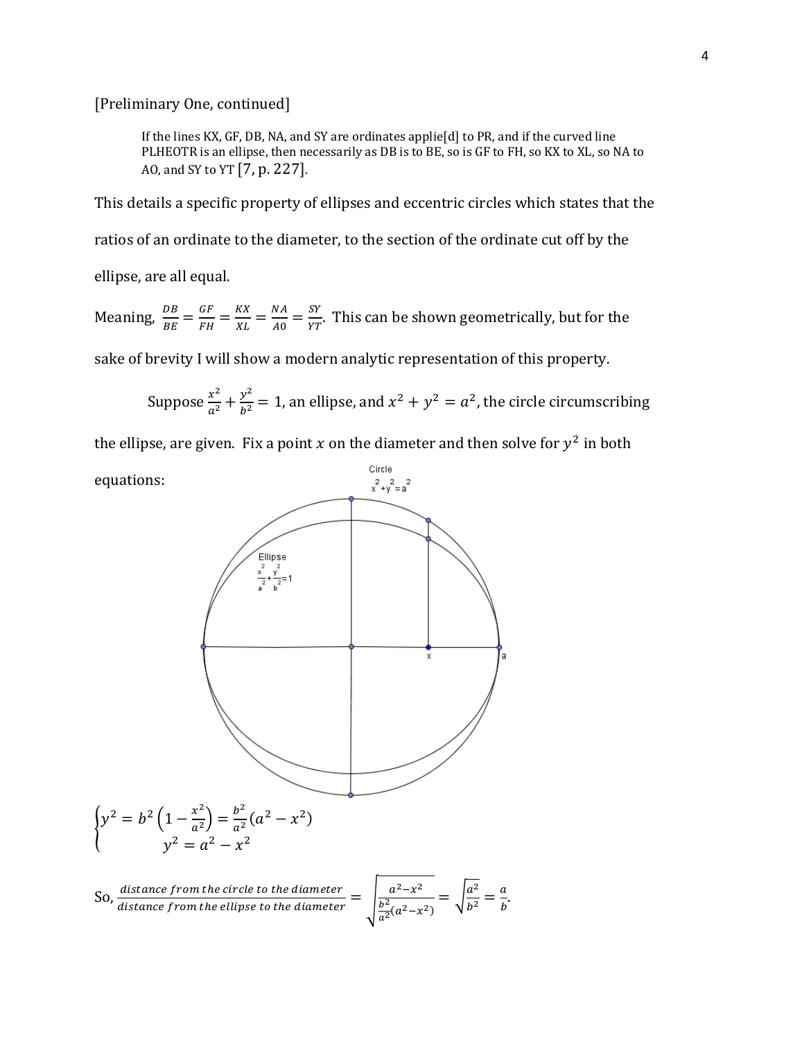[Preliminary One, continued]

> If the lines KX, GF, DB, NA, and SY are ordinates applie[d] to PR, and if the curved line PLHEOTR is an ellipse, then necessarily as DB is to BE, so is GF to FH, so KX to XL, so NA to AO, and SY to YT [7, p. 227].

This details a specific property of ellipses and eccentric circles which states that the ratios of an ordinate to the diameter, to the section of the ordinate cut off by the ellipse, are all equal.

Meaning, $\frac{DB}{BE} = \frac{GF}{FH} = \frac{KX}{XL} = \frac{NA}{AO} = \frac{SY}{YT}$. This can be shown geometrically, but for the sake of brevity I will show a modern analytic representation of this property.

Suppose $\frac{x^2}{a^2} + \frac{y^2}{b^2} = 1$, an ellipse, and $x^2 + y^2 = a^2$, the circle circumscribing the ellipse, are given. Fix a point $x$ on the diameter and then solve for $y^2$ in both equations:

$$\begin{cases} y^2 = b^2\left(1 - \frac{x^2}{a^2}\right) = \frac{b^2}{a^2}(a^2 - x^2) \\ y^2 = a^2 - x^2 \end{cases}$$

So, $\frac{\textit{distance from the circle to the diameter}}{\textit{distance from the ellipse to the diameter}} = \sqrt{\frac{a^2 - x^2}{\frac{b^2}{a^2}(a^2 - x^2)}} = \sqrt{\frac{a^2}{b^2}} = \frac{a}{b}$.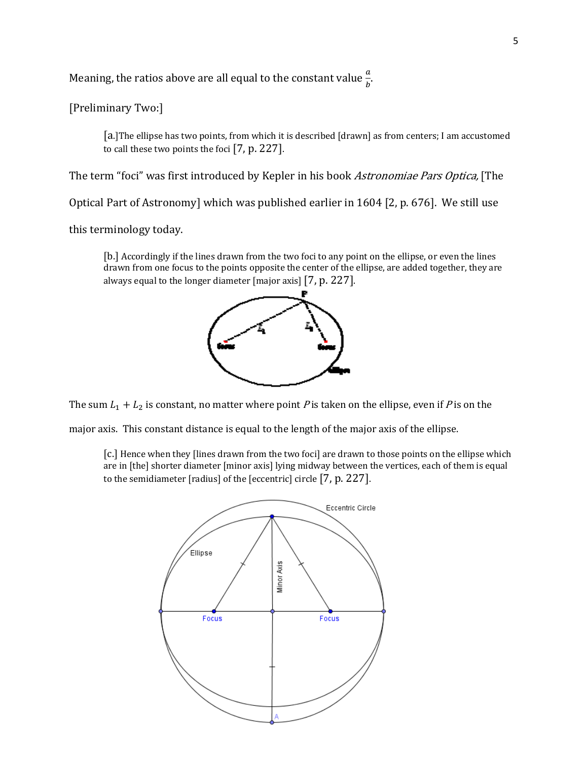Meaning, the ratios above are all equal to the constant value $\frac{a}{b}$.

[Preliminary Two:]

> [a.]The ellipse has two points, from which it is described [drawn] as from centers; I am accustomed to call these two points the foci [7, p. 227].

The term "foci" was first introduced by Kepler in his book *Astronomiae Pars Optica,* [The Optical Part of Astronomy] which was published earlier in 1604 [2, p. 676]. We still use this terminology today.

> [b.] Accordingly if the lines drawn from the two foci to any point on the ellipse, or even the lines drawn from one focus to the points opposite the center of the ellipse, are added together, they are always equal to the longer diameter [major axis] [7, p. 227].

The sum $L_1 + L_2$ is constant, no matter where point $P$ is taken on the ellipse, even if $P$ is on the major axis. This constant distance is equal to the length of the major axis of the ellipse.

> [c.] Hence when they [lines drawn from the two foci] are drawn to those points on the ellipse which are in [the] shorter diameter [minor axis] lying midway between the vertices, each of them is equal to the semidiameter [radius] of the [eccentric] circle [7, p. 227].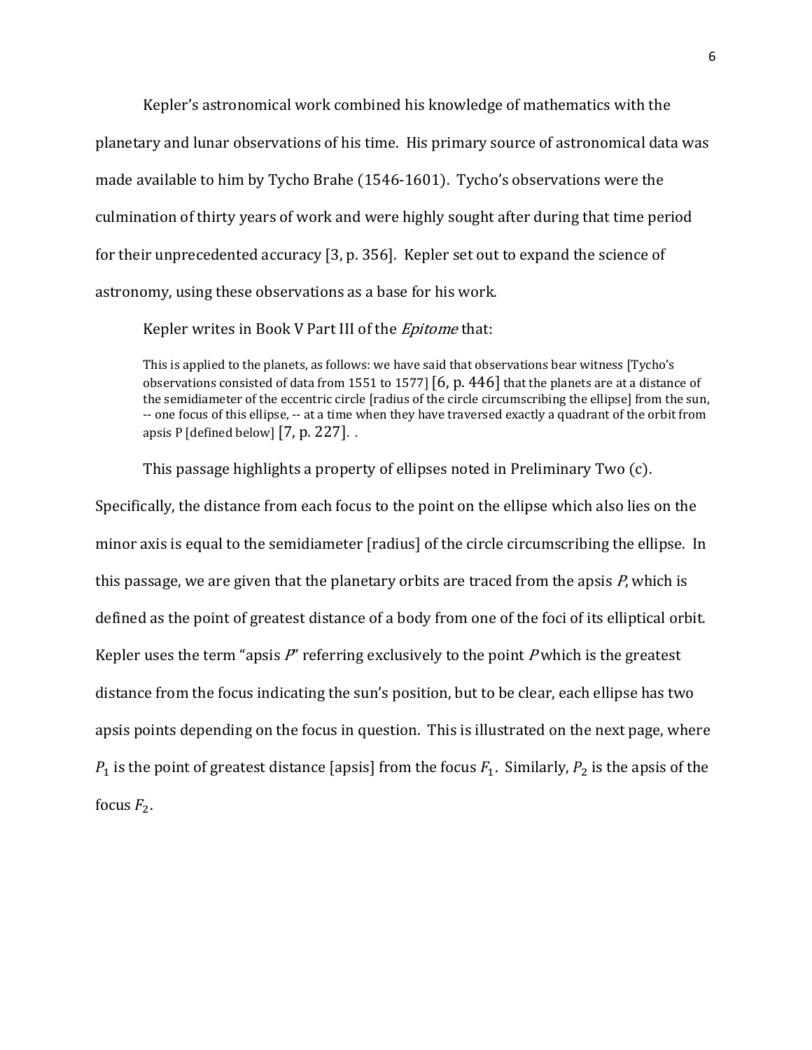Kepler's astronomical work combined his knowledge of mathematics with the planetary and lunar observations of his time. His primary source of astronomical data was made available to him by Tycho Brahe (1546-1601). Tycho's observations were the culmination of thirty years of work and were highly sought after during that time period for their unprecedented accuracy [3, p. 356]. Kepler set out to expand the science of astronomy, using these observations as a base for his work.

Kepler writes in Book V Part III of the *Epitome* that:

> This is applied to the planets, as follows: we have said that observations bear witness [Tycho's observations consisted of data from 1551 to 1577] [6, p. 446] that the planets are at a distance of the semidiameter of the eccentric circle [radius of the circle circumscribing the ellipse] from the sun, -- one focus of this ellipse, -- at a time when they have traversed exactly a quadrant of the orbit from apsis P [defined below] [7, p. 227]. .

This passage highlights a property of ellipses noted in Preliminary Two (c). Specifically, the distance from each focus to the point on the ellipse which also lies on the minor axis is equal to the semidiameter [radius] of the circle circumscribing the ellipse. In this passage, we are given that the planetary orbits are traced from the apsis $P$, which is defined as the point of greatest distance of a body from one of the foci of its elliptical orbit. Kepler uses the term "apsis $P$" referring exclusively to the point $P$ which is the greatest distance from the focus indicating the sun's position, but to be clear, each ellipse has two apsis points depending on the focus in question. This is illustrated on the next page, where $P_1$ is the point of greatest distance [apsis] from the focus $F_1$. Similarly, $P_2$ is the apsis of the focus $F_2$.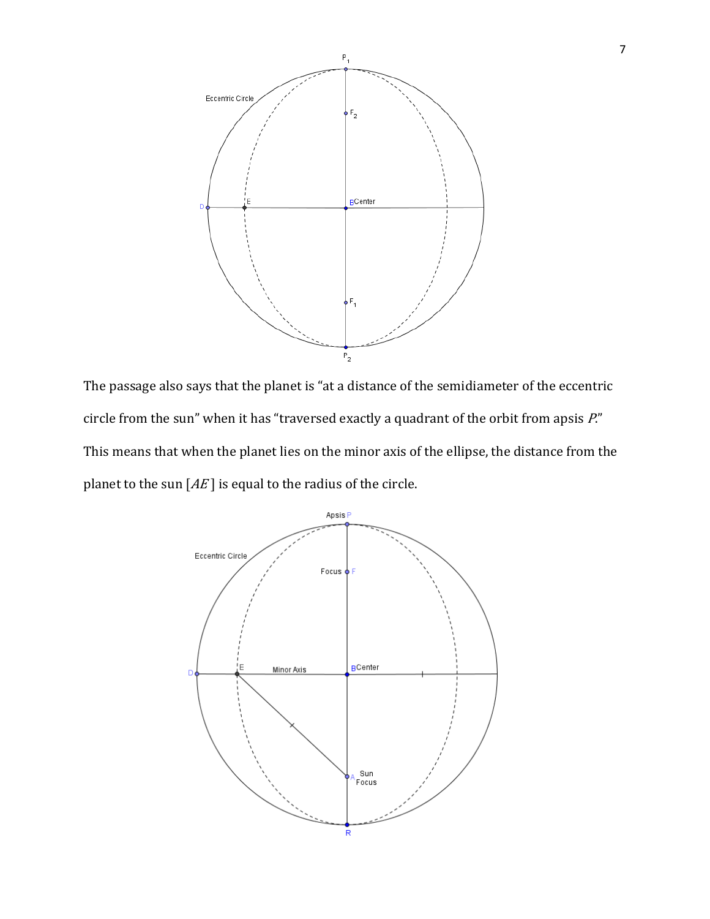The passage also says that the planet is "at a distance of the semidiameter of the eccentric circle from the sun" when it has "traversed exactly a quadrant of the orbit from apsis *P*." This means that when the planet lies on the minor axis of the ellipse, the distance from the planet to the sun [$AE$] is equal to the radius of the circle.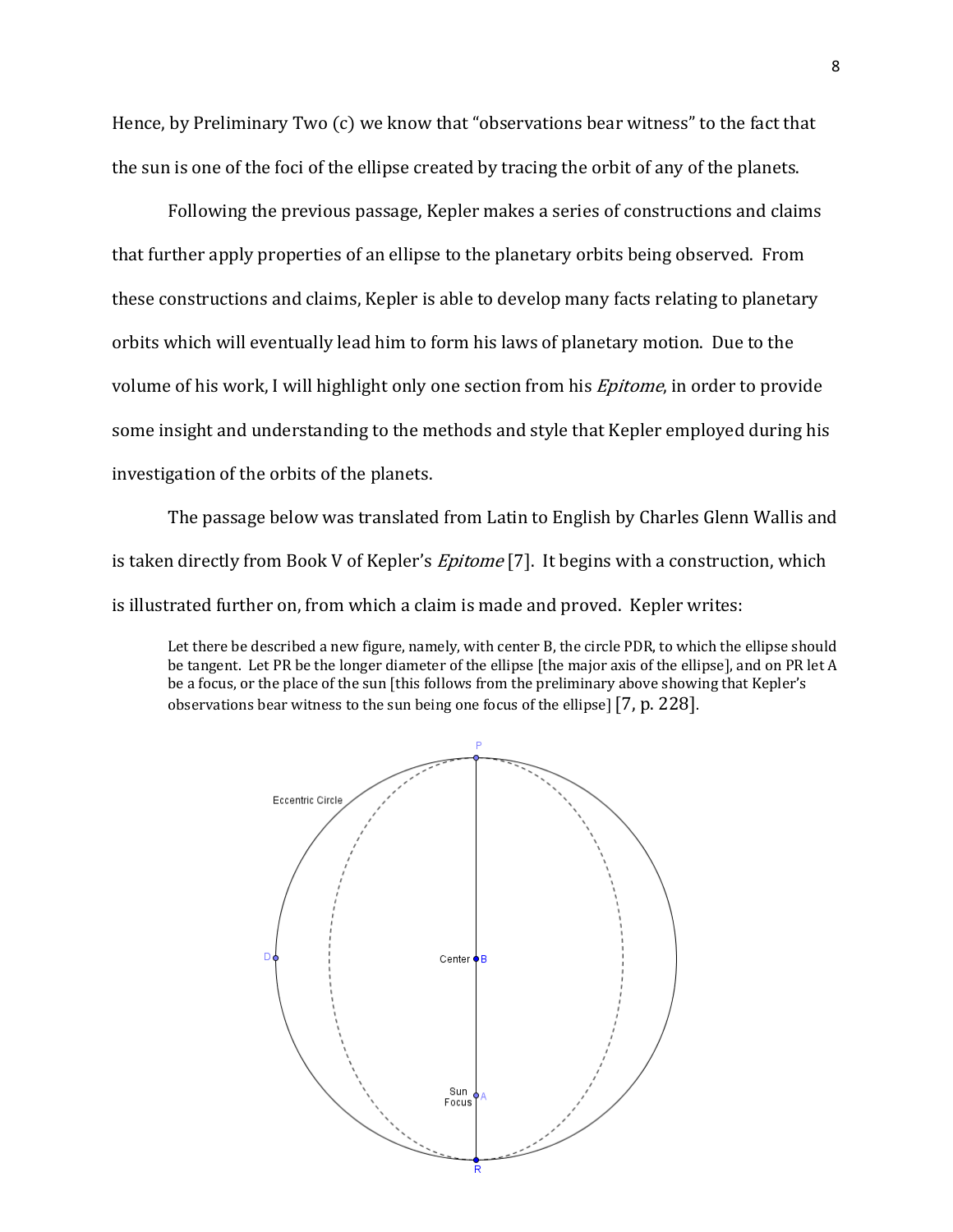Hence, by Preliminary Two (c) we know that "observations bear witness" to the fact that the sun is one of the foci of the ellipse created by tracing the orbit of any of the planets.

Following the previous passage, Kepler makes a series of constructions and claims that further apply properties of an ellipse to the planetary orbits being observed. From these constructions and claims, Kepler is able to develop many facts relating to planetary orbits which will eventually lead him to form his laws of planetary motion. Due to the volume of his work, I will highlight only one section from his *Epitome*, in order to provide some insight and understanding to the methods and style that Kepler employed during his investigation of the orbits of the planets.

The passage below was translated from Latin to English by Charles Glenn Wallis and is taken directly from Book V of Kepler's *Epitome* [7]. It begins with a construction, which is illustrated further on, from which a claim is made and proved. Kepler writes:

> Let there be described a new figure, namely, with center B, the circle PDR, to which the ellipse should be tangent. Let PR be the longer diameter of the ellipse [the major axis of the ellipse], and on PR let A be a focus, or the place of the sun [this follows from the preliminary above showing that Kepler's observations bear witness to the sun being one focus of the ellipse] [7, p. 228].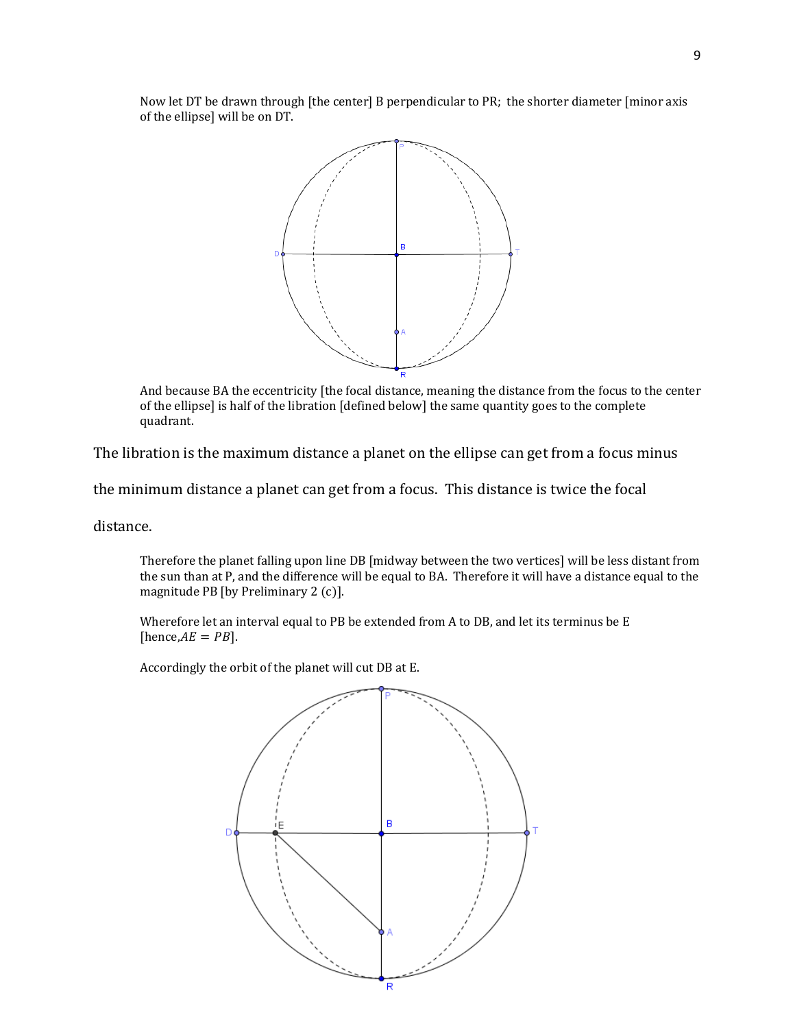Now let DT be drawn through [the center] B perpendicular to PR; the shorter diameter [minor axis of the ellipse] will be on DT.

And because BA the eccentricity [the focal distance, meaning the distance from the focus to the center of the ellipse] is half of the libration [defined below] the same quantity goes to the complete quadrant.

The libration is the maximum distance a planet on the ellipse can get from a focus minus the minimum distance a planet can get from a focus. This distance is twice the focal distance.

Therefore the planet falling upon line DB [midway between the two vertices] will be less distant from the sun than at P, and the difference will be equal to BA. Therefore it will have a distance equal to the magnitude PB [by Preliminary 2 (c)].

Wherefore let an interval equal to PB be extended from A to DB, and let its terminus be E [hence, $AE = PB$].

Accordingly the orbit of the planet will cut DB at E.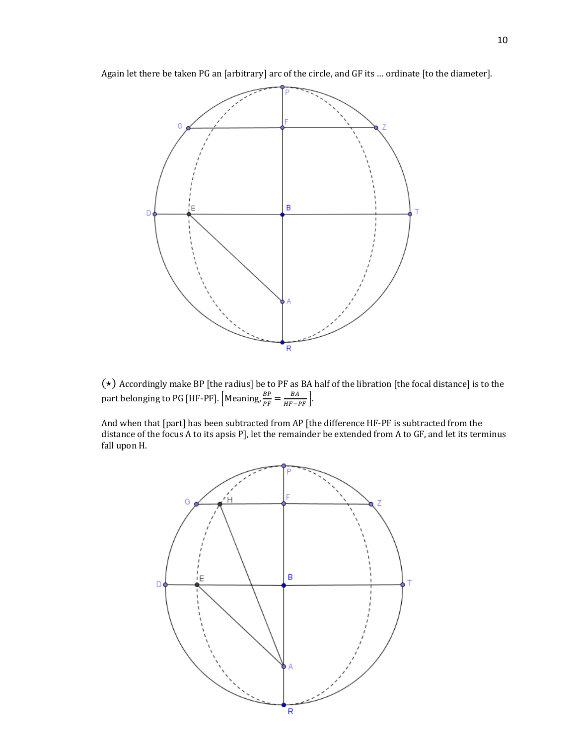Again let there be taken PG an [arbitrary] arc of the circle, and GF its … ordinate [to the diameter].

(⋆) Accordingly make BP [the radius] be to PF as BA half of the libration [the focal distance] is to the part belonging to PG [HF-PF]. [Meaning, $\frac{BP}{PF} = \frac{BA}{HF-PF}$].

And when that [part] has been subtracted from AP [the difference HF-PF is subtracted from the distance of the focus A to its apsis P], let the remainder be extended from A to GF, and let its terminus fall upon H.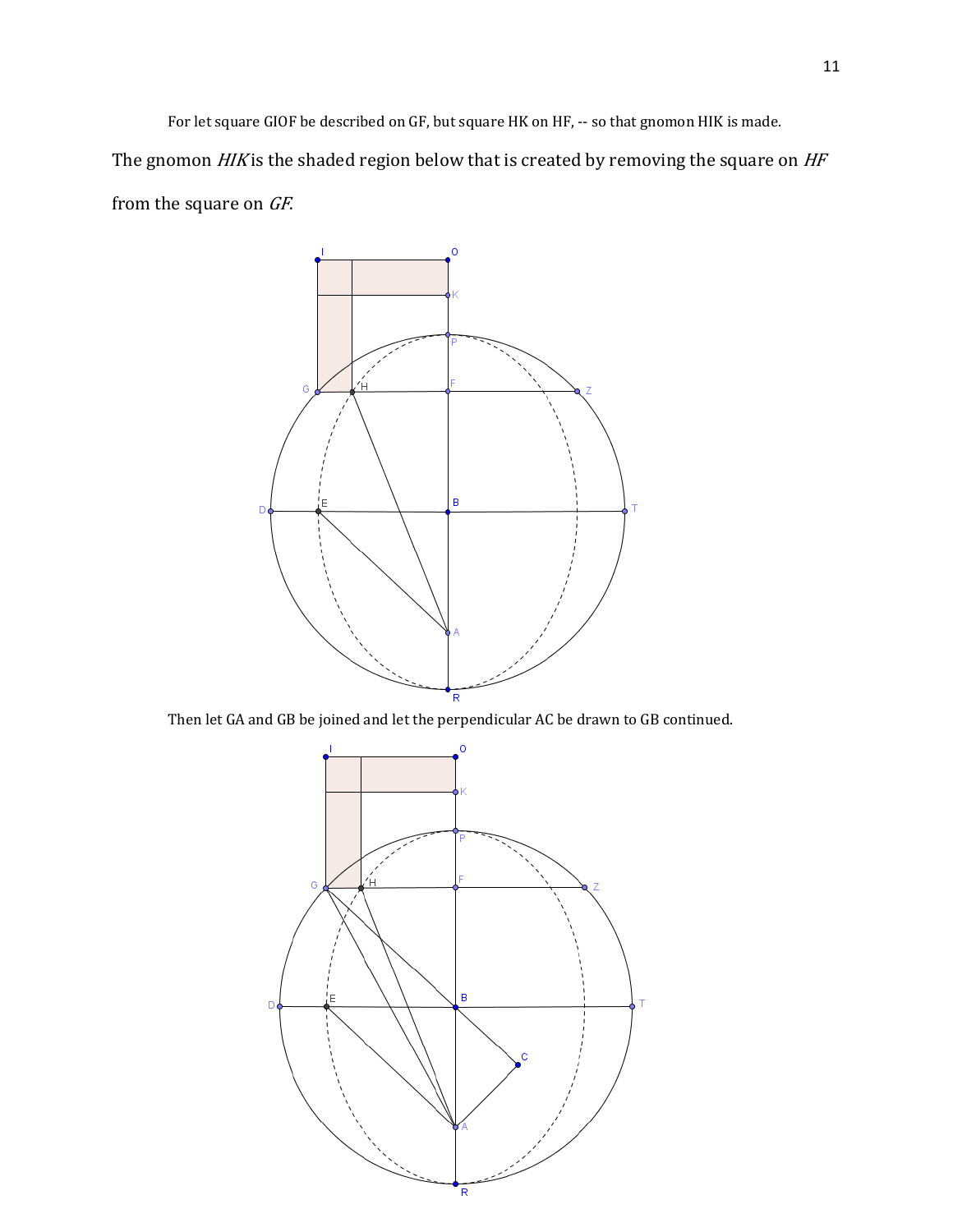For let square GIOF be described on GF, but square HK on HF, -- so that gnomon HIK is made.

The gnomon *HIK* is the shaded region below that is created by removing the square on *HF* from the square on *GF*.

Then let GA and GB be joined and let the perpendicular AC be drawn to GB continued.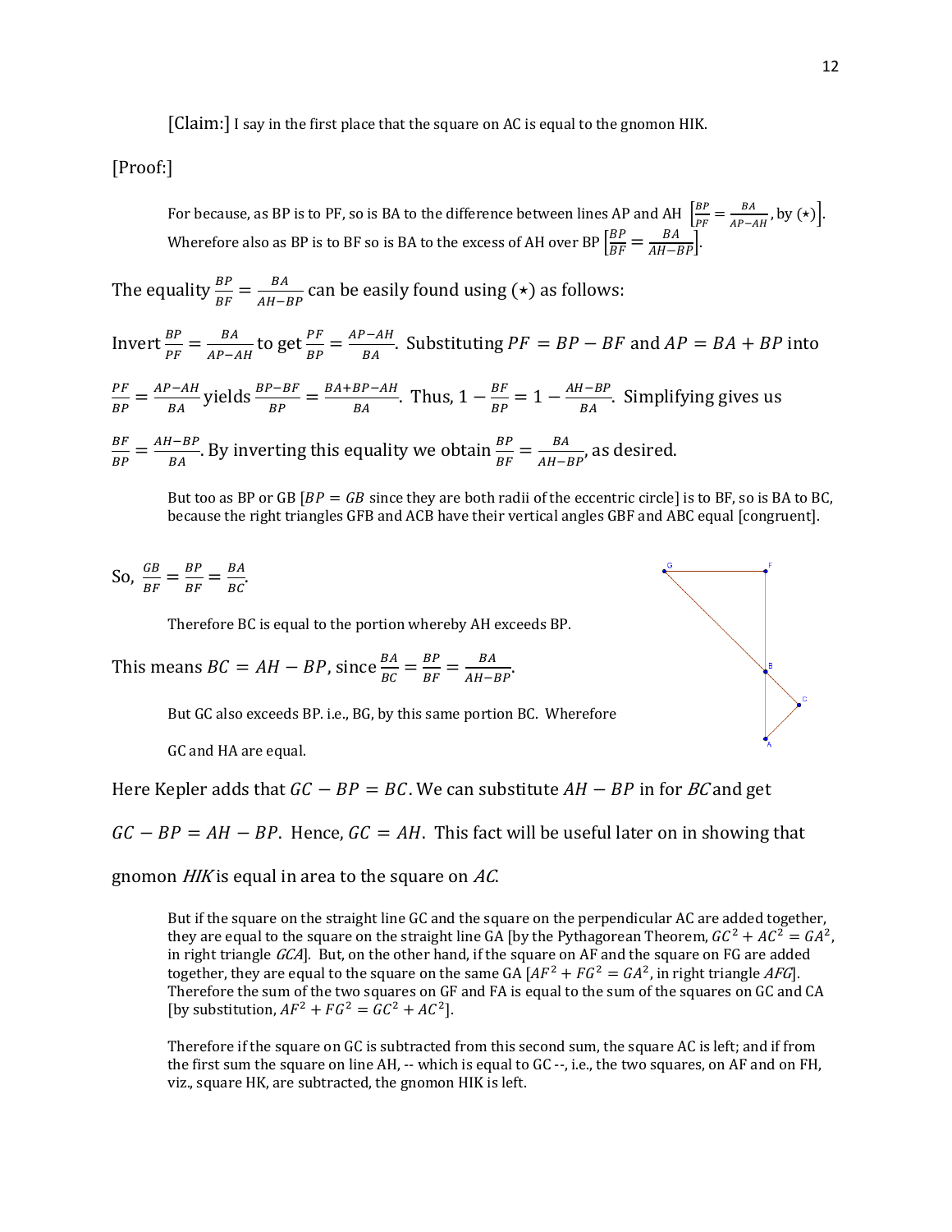[Claim:] I say in the first place that the square on AC is equal to the gnomon HIK.

[Proof:]

> For because, as BP is to PF, so is BA to the difference between lines AP and AH $\left[\frac{BP}{PF} = \frac{BA}{AP-AH}\text{, by } (\star)\right]$. Wherefore also as BP is to BF so is BA to the excess of AH over BP $\left[\frac{BP}{BF} = \frac{BA}{AH-BP}\right]$.

The equality $\frac{BP}{BF} = \frac{BA}{AH-BP}$ can be easily found using $(\star)$ as follows:

Invert $\frac{BP}{PF} = \frac{BA}{AP-AH}$ to get $\frac{PF}{BP} = \frac{AP-AH}{BA}$. Substituting $PF = BP - BF$ and $AP = BA + BP$ into $\frac{PF}{BP} = \frac{AP-AH}{BA}$ yields $\frac{BP-BF}{BP} = \frac{BA+BP-AH}{BA}$. Thus, $1 - \frac{BF}{BP} = 1 - \frac{AH-BP}{BA}$. Simplifying gives us $\frac{BF}{BP} = \frac{AH-BP}{BA}$. By inverting this equality we obtain $\frac{BP}{BF} = \frac{BA}{AH-BP}$, as desired.

> But too as BP or GB [$BP = GB$ since they are both radii of the eccentric circle] is to BF, so is BA to BC, because the right triangles GFB and ACB have their vertical angles GBF and ABC equal [congruent].

So, $\frac{GB}{BF} = \frac{BP}{BF} = \frac{BA}{BC}$.

> Therefore BC is equal to the portion whereby AH exceeds BP.

This means $BC = AH - BP$, since $\frac{BA}{BC} = \frac{BP}{BF} = \frac{BA}{AH-BP}$.

> But GC also exceeds BP. i.e., BG, by this same portion BC. Wherefore
>
> GC and HA are equal.

Here Kepler adds that $GC - BP = BC$. We can substitute $AH - BP$ in for $BC$ and get $GC - BP = AH - BP$. Hence, $GC = AH$. This fact will be useful later on in showing that gnomon *HIK* is equal in area to the square on *AC*.

> But if the square on the straight line GC and the square on the perpendicular AC are added together, they are equal to the square on the straight line GA [by the Pythagorean Theorem, $GC^2 + AC^2 = GA^2$, in right triangle *GCA*]. But, on the other hand, if the square on AF and the square on FG are added together, they are equal to the square on the same GA [$AF^2 + FG^2 = GA^2$, in right triangle *AFG*]. Therefore the sum of the two squares on GF and FA is equal to the sum of the squares on GC and CA [by substitution, $AF^2 + FG^2 = GC^2 + AC^2$].
>
> Therefore if the square on GC is subtracted from this second sum, the square AC is left; and if from the first sum the square on line AH, -- which is equal to GC --, i.e., the two squares, on AF and on FH, viz., square HK, are subtracted, the gnomon HIK is left.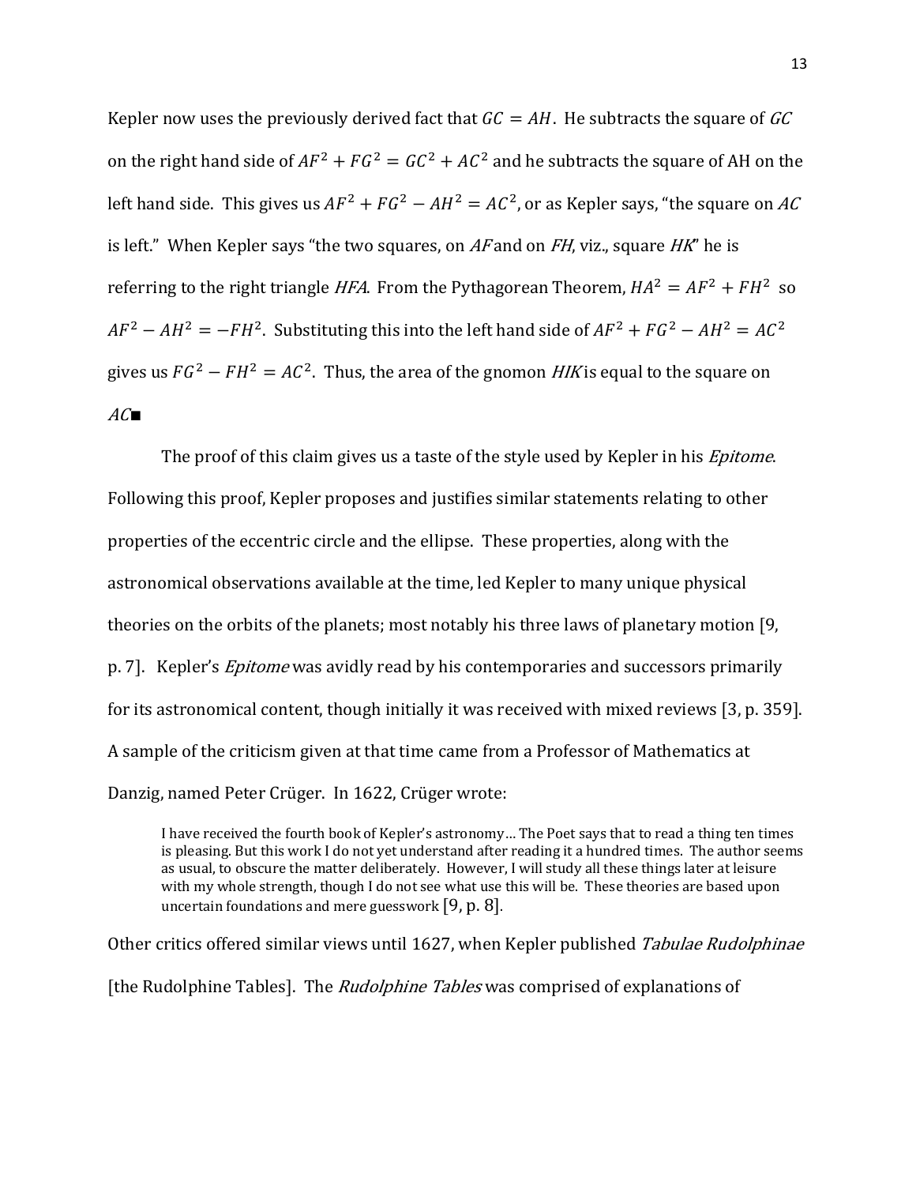Kepler now uses the previously derived fact that $GC = AH$. He subtracts the square of $GC$ on the right hand side of $AF^2 + FG^2 = GC^2 + AC^2$ and he subtracts the square of AH on the left hand side. This gives us $AF^2 + FG^2 - AH^2 = AC^2$, or as Kepler says, "the square on $AC$ is left." When Kepler says "the two squares, on *AF* and on *FH*, viz., square *HK*" he is referring to the right triangle *HFA*. From the Pythagorean Theorem, $HA^2 = AF^2 + FH^2$ so $AF^2 - AH^2 = -FH^2$. Substituting this into the left hand side of $AF^2 + FG^2 - AH^2 = AC^2$ gives us $FG^2 - FH^2 = AC^2$. Thus, the area of the gnomon *HIK* is equal to the square on *AC*■

The proof of this claim gives us a taste of the style used by Kepler in his *Epitome*. Following this proof, Kepler proposes and justifies similar statements relating to other properties of the eccentric circle and the ellipse. These properties, along with the astronomical observations available at the time, led Kepler to many unique physical theories on the orbits of the planets; most notably his three laws of planetary motion [9, p. 7]. Kepler's *Epitome* was avidly read by his contemporaries and successors primarily for its astronomical content, though initially it was received with mixed reviews [3, p. 359]. A sample of the criticism given at that time came from a Professor of Mathematics at Danzig, named Peter Crüger. In 1622, Crüger wrote:

> I have received the fourth book of Kepler's astronomy… The Poet says that to read a thing ten times is pleasing. But this work I do not yet understand after reading it a hundred times. The author seems as usual, to obscure the matter deliberately. However, I will study all these things later at leisure with my whole strength, though I do not see what use this will be. These theories are based upon uncertain foundations and mere guesswork [9, p. 8].

Other critics offered similar views until 1627, when Kepler published *Tabulae Rudolphinae* [the Rudolphine Tables]. The *Rudolphine Tables* was comprised of explanations of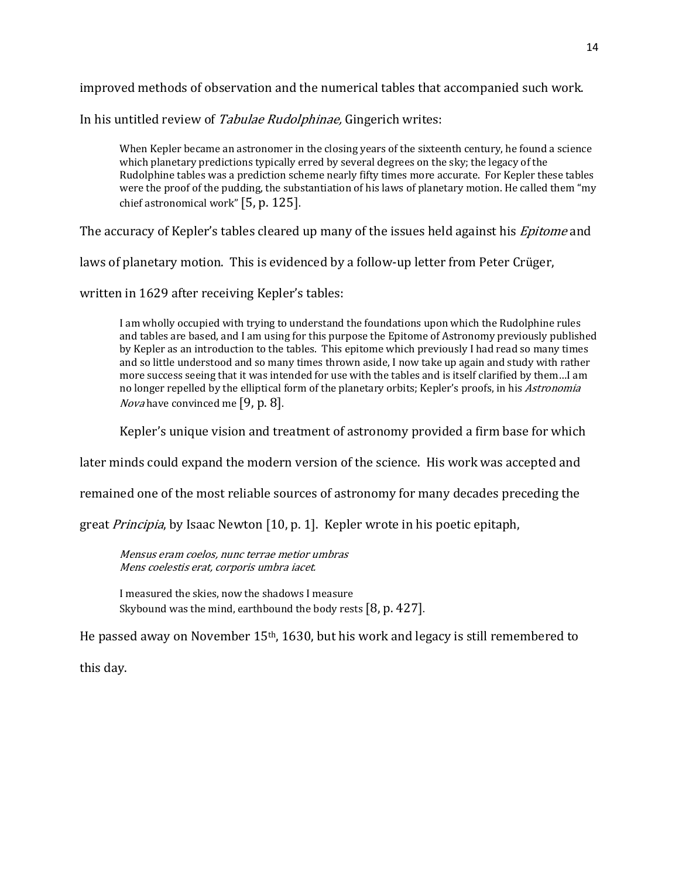improved methods of observation and the numerical tables that accompanied such work.

In his untitled review of *Tabulae Rudolphinae,* Gingerich writes:

> When Kepler became an astronomer in the closing years of the sixteenth century, he found a science which planetary predictions typically erred by several degrees on the sky; the legacy of the Rudolphine tables was a prediction scheme nearly fifty times more accurate. For Kepler these tables were the proof of the pudding, the substantiation of his laws of planetary motion. He called them "my chief astronomical work" [5, p. 125].

The accuracy of Kepler's tables cleared up many of the issues held against his *Epitome* and laws of planetary motion. This is evidenced by a follow-up letter from Peter Crüger, written in 1629 after receiving Kepler's tables:

> I am wholly occupied with trying to understand the foundations upon which the Rudolphine rules and tables are based, and I am using for this purpose the Epitome of Astronomy previously published by Kepler as an introduction to the tables. This epitome which previously I had read so many times and so little understood and so many times thrown aside, I now take up again and study with rather more success seeing that it was intended for use with the tables and is itself clarified by them…I am no longer repelled by the elliptical form of the planetary orbits; Kepler's proofs, in his *Astronomia Nova* have convinced me [9, p. 8].

Kepler's unique vision and treatment of astronomy provided a firm base for which later minds could expand the modern version of the science. His work was accepted and remained one of the most reliable sources of astronomy for many decades preceding the great *Principia*, by Isaac Newton [10, p. 1]. Kepler wrote in his poetic epitaph,

> *Mensus eram coelos, nunc terrae metior umbras*
> *Mens coelestis erat, corporis umbra iacet.*
>
> I measured the skies, now the shadows I measure
> Skybound was the mind, earthbound the body rests [8, p. 427].

He passed away on November 15th, 1630, but his work and legacy is still remembered to this day.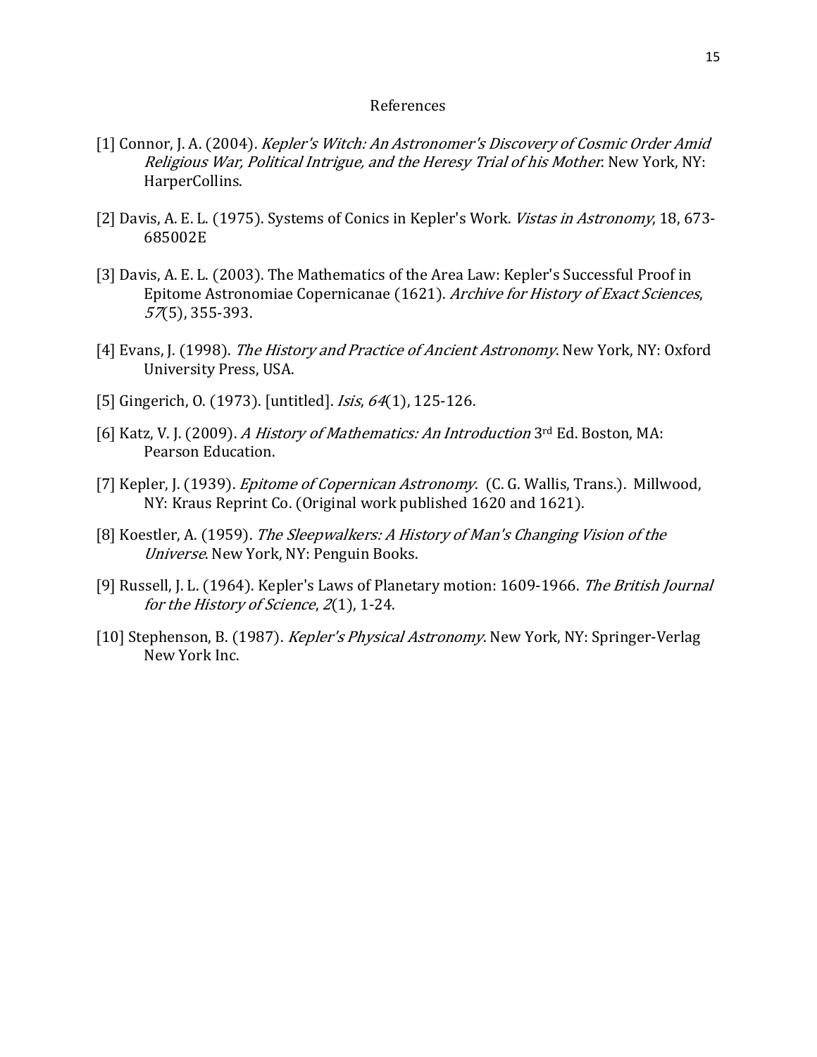# References

[1] Connor, J. A. (2004). *Kepler's Witch: An Astronomer's Discovery of Cosmic Order Amid Religious War, Political Intrigue, and the Heresy Trial of his Mother*. New York, NY: HarperCollins.

[2] Davis, A. E. L. (1975). Systems of Conics in Kepler's Work. *Vistas in Astronomy*, 18, 673-685002E

[3] Davis, A. E. L. (2003). The Mathematics of the Area Law: Kepler's Successful Proof in Epitome Astronomiae Copernicanae (1621). *Archive for History of Exact Sciences*, *57*(5), 355-393.

[4] Evans, J. (1998). *The History and Practice of Ancient Astronomy*. New York, NY: Oxford University Press, USA.

[5] Gingerich, O. (1973). [untitled]. *Isis*, *64*(1), 125-126.

[6] Katz, V. J. (2009). *A History of Mathematics: An Introduction* 3rd Ed. Boston, MA: Pearson Education.

[7] Kepler, J. (1939). *Epitome of Copernican Astronomy*. (C. G. Wallis, Trans.). Millwood, NY: Kraus Reprint Co. (Original work published 1620 and 1621).

[8] Koestler, A. (1959). *The Sleepwalkers: A History of Man's Changing Vision of the Universe*. New York, NY: Penguin Books.

[9] Russell, J. L. (1964). Kepler's Laws of Planetary motion: 1609-1966. *The British Journal for the History of Science*, *2*(1), 1-24.

[10] Stephenson, B. (1987). *Kepler's Physical Astronomy*. New York, NY: Springer-Verlag New York Inc.